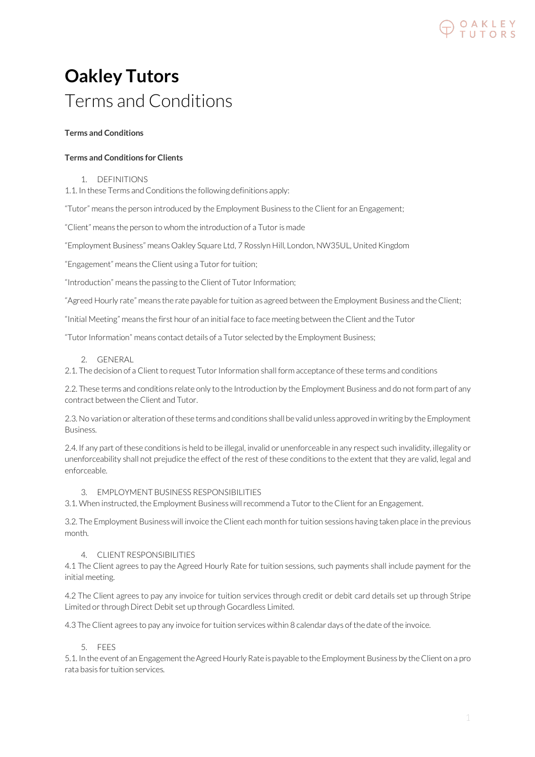# Oakley Tutors

## Terms and Conditions

**Terms and Conditions**

**Terms and Conditions for Clients**

1. DEFINITIONS

1.1. In these Terms and Conditions the following definitions apply:

"Tutor" means the person introduced by the Employment Business to the Client for an Engagement;

"Client" means the person to whom the introduction of a Tutor is made

"Employment Business" means Oakley Square Ltd, 7 Rosslyn Hill, London, NW35UL, United Kingdom

"Engagement" means the Client using a Tutor for tuition;

"Introduction" means the passing to the Client of Tutor Information;

"Agreed Hourly rate" means the rate payable for tuition as agreed between the Employment Business and the Client;

"Initial Meeting" means the first hour of an initial face to face meeting between the Client and the Tutor

"Tutor Information" means contact details of a Tutor selected by the Employment Business;

2. GENERAL

2.1. The decision of a Client to request Tutor Information shall form acceptance of these terms and conditions

2.2. These terms and conditions relate only to the Introduction by the Employment Business and do not form part of any contract between the Client and Tutor.

2.3. No variation or alteration of these terms and conditions shall be valid unless approved in writing by the Employment Business.

2.4. If any part of these conditions is held to be illegal, invalid or unenforceable in any respect such invalidity, illegality or unenforceability shall not prejudice the effect of the rest of these conditions to the extent that they are valid, legal and enforceable.

3. EMPLOYMENT BUSINESS RESPONSIBILITIES

3.1. When instructed, the Employment Business will recommend a Tutor to the Client for an Engagement.

3.2. The Employment Business will invoice the Client each month for tuition sessions having taken place in the previous month.

4. CLIENT RESPONSIBILITIES

4.1 The Client agrees to pay the Agreed Hourly Rate for tuition sessions, such payments shall include payment for the initial meeting.

4.2 The Client agrees to pay any invoice for tuition services through credit or debit card details set up through Stripe Limited or through Direct Debit set up through Gocardless Limited.

4.3 The Client agrees to pay any invoice for tuition services within 8 calendar days of the date of the invoice.

5. FEES

5.1. In the event of an Engagement the Agreed Hourly Rate is payable to the Employment Business by the Client on a pro rata basis for tuition services.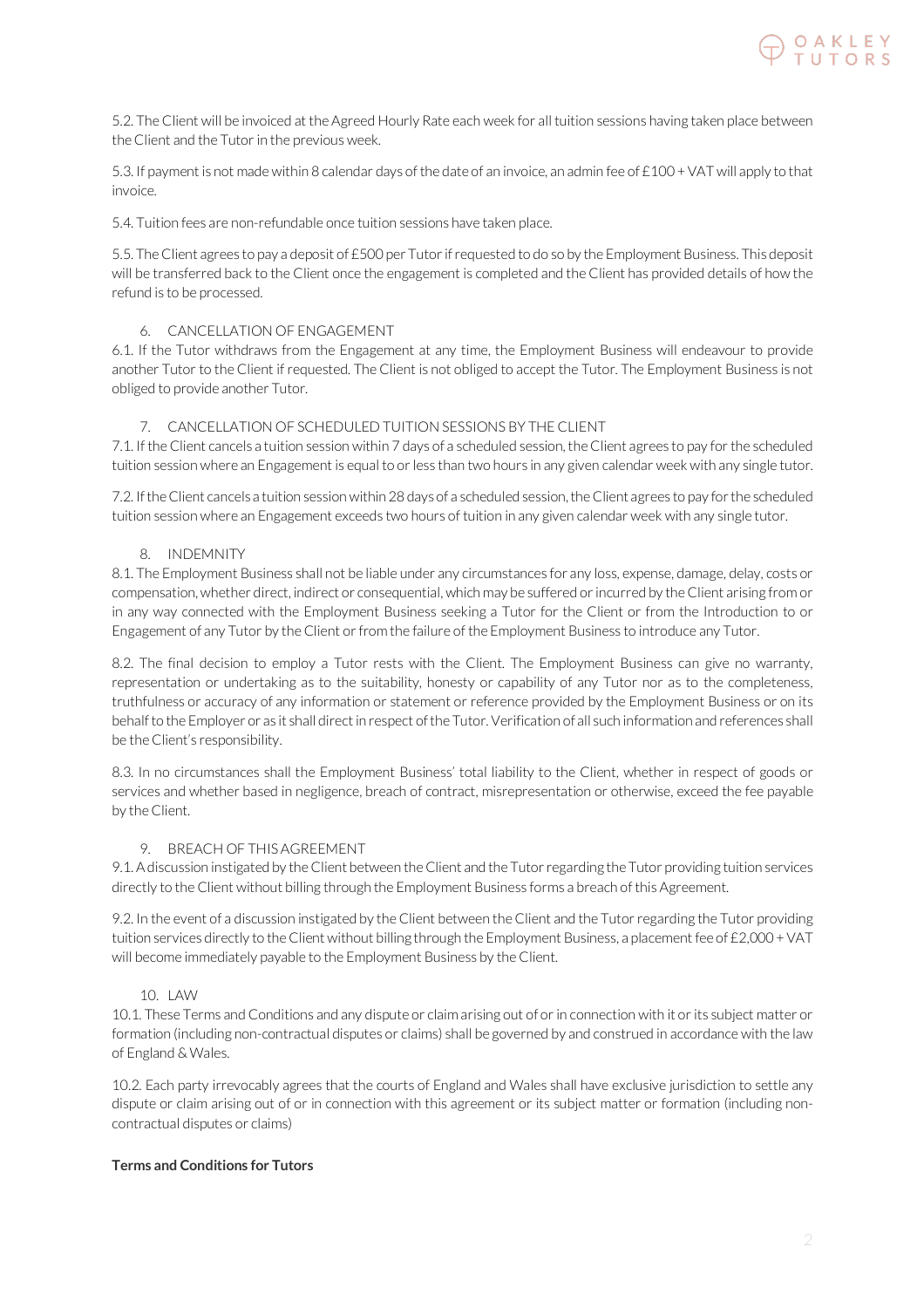5.2. The Client will be invoiced at the Agreed Hourly Rate each week for all tuition sessions having taken place between the Client and the Tutor in the previous week.

5.3. If payment is not made within 8 calendar days of the date of an invoice, an admin fee of £100 + VAT will apply to that invoice.

5.4. Tuition fees are non-refundable once tuition sessions have taken place.

5.5. The Client agrees to pay a deposit of £500 per Tutor if requested to do so by the Employment Business. This deposit will be transferred back to the Client once the engagement is completed and the Client has provided details of how the refund is to be processed.

6. CANCELLATION OF ENGAGEMENT

6.1. If the Tutor withdraws from the Engagement at any time, the Employment Business will endeavour to provide another Tutor to the Client if requested. The Client is not obliged to accept the Tutor. The Employment Business is not obliged to provide another Tutor.

7. CANCELLATION OF SCHEDULED TUITION SESSIONS BY THE CLIENT

7.1. If the Client cancels a tuition session within 7 days of a scheduled session, the Client agrees to pay for the scheduled tuition session where an Engagement is equal to or less than two hours in any given calendar week with any single tutor.

7.2. If the Client cancels a tuition session within 28 days of a scheduled session, the Client agrees to pay for the scheduled tuition session where an Engagement exceeds two hours of tuition in any given calendar week with any single tutor.

8. INDEMNITY

8.1. The Employment Business shall not be liable under any circumstances for any loss, expense, damage, delay, costs or compensation, whether direct, indirect or consequential, which may be suffered or incurred by the Client arising from or in any way connected with the Employment Business seeking a Tutor for the Client or from the Introduction to or Engagement of any Tutor by the Client or from the failure of the Employment Business to introduce any Tutor.

8.2. The final decision to employ a Tutor rests with the Client. The Employment Business can give no warranty, representation or undertaking as to the suitability, honesty or capability of any Tutor nor as to the completeness, truthfulness or accuracy of any information or statement or reference provided by the Employment Business or on its behalf to the Employer or as it shall direct in respect of the Tutor. Verification of all such information and references shall be the Client's responsibility.

8.3. In no circumstances shall the Employment Business' total liability to the Client, whether in respect of goods or services and whether based in negligence, breach of contract, misrepresentation or otherwise, exceed the fee payable by the Client.

9. BREACH OF THIS AGREEMENT

9.1. A discussion instigated by the Client between the Client and the Tutor regarding the Tutor providing tuition services directly to the Client without billing through the Employment Business forms a breach of this Agreement.

9.2. In the event of a discussion instigated by the Client between the Client and the Tutor regarding the Tutor providing tuition services directly to the Client without billing through the Employment Business, a placement fee of £2,000 + VAT will become immediately payable to the Employment Business by the Client.

10. LAW

10.1. These Terms and Conditions and any dispute or claim arising out of or in connection with it or its subject matter or formation (including non-contractual disputes or claims) shall be governed by and construed in accordance with the law of England & Wales.

10.2. Each party irrevocably agrees that the courts of England and Wales shall have exclusive jurisdiction to settle any dispute or claim arising out of or in connection with this agreement or its subject matter or formation (including non-contractual disputes or claims)

**Terms and Conditions for Tutors**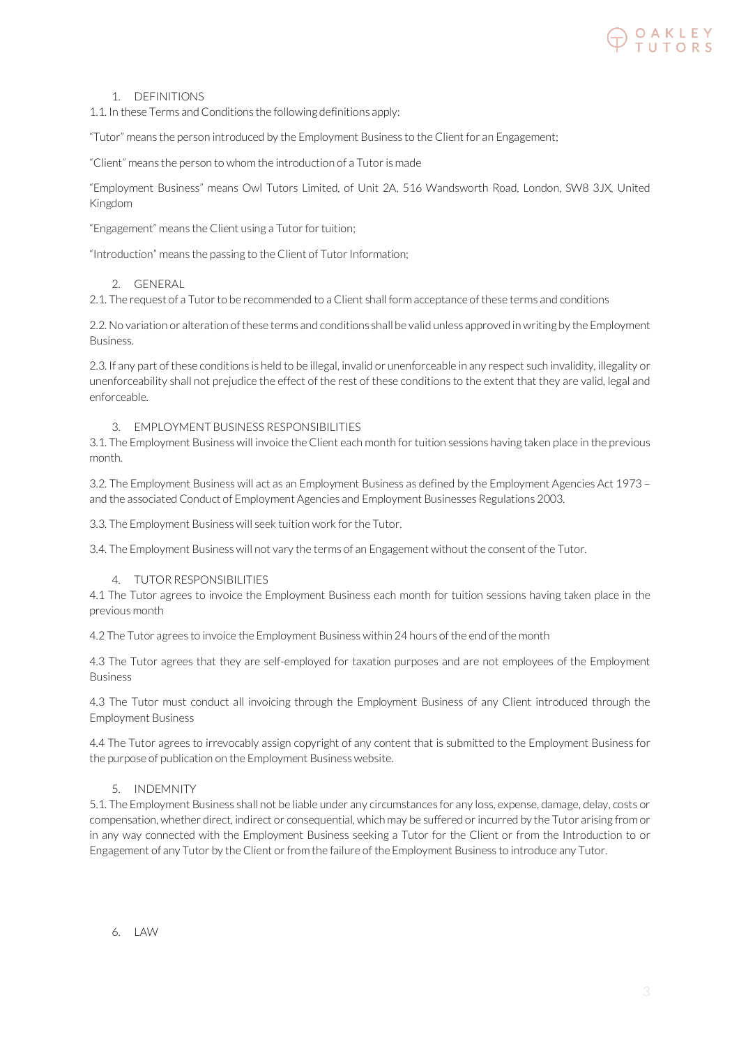## 1. DEFINITIONS

1.1. In these Terms and Conditions the following definitions apply:

"Tutor" means the person introduced by the Employment Business to the Client for an Engagement;

"Client" means the person to whom the introduction of a Tutor is made

"Employment Business" means Owl Tutors Limited, of Unit 2A, 516 Wandsworth Road, London, SW8 3JX, United Kingdom

"Engagement" means the Client using a Tutor for tuition;

"Introduction" means the passing to the Client of Tutor Information;

## 2. GENERAL

2.1. The request of a Tutor to be recommended to a Client shall form acceptance of these terms and conditions

2.2. No variation or alteration of these terms and conditions shall be valid unless approved in writing by the Employment Business.

2.3. If any part of these conditions is held to be illegal, invalid or unenforceable in any respect such invalidity, illegality or unenforceability shall not prejudice the effect of the rest of these conditions to the extent that they are valid, legal and enforceable.

## 3. EMPLOYMENT BUSINESS RESPONSIBILITIES

3.1. The Employment Business will invoice the Client each month for tuition sessions having taken place in the previous month.

3.2. The Employment Business will act as an Employment Business as defined by the Employment Agencies Act 1973 – and the associated Conduct of Employment Agencies and Employment Businesses Regulations 2003.

3.3. The Employment Business will seek tuition work for the Tutor.

3.4. The Employment Business will not vary the terms of an Engagement without the consent of the Tutor.

## 4. TUTOR RESPONSIBILITIES

4.1 The Tutor agrees to invoice the Employment Business each month for tuition sessions having taken place in the previous month

4.2 The Tutor agrees to invoice the Employment Business within 24 hours of the end of the month

4.3 The Tutor agrees that they are self-employed for taxation purposes and are not employees of the Employment Business

4.3 The Tutor must conduct all invoicing through the Employment Business of any Client introduced through the Employment Business

4.4 The Tutor agrees to irrevocably assign copyright of any content that is submitted to the Employment Business for the purpose of publication on the Employment Business website.

## 5. INDEMNITY

5.1. The Employment Business shall not be liable under any circumstances for any loss, expense, damage, delay, costs or compensation, whether direct, indirect or consequential, which may be suffered or incurred by the Tutor arising from or in any way connected with the Employment Business seeking a Tutor for the Client or from the Introduction to or Engagement of any Tutor by the Client or from the failure of the Employment Business to introduce any Tutor.

## 6. LAW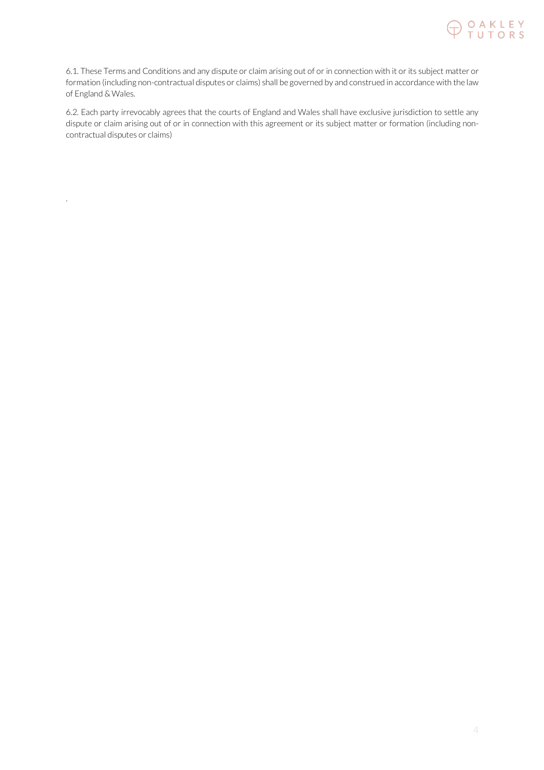6.1. These Terms and Conditions and any dispute or claim arising out of or in connection with it or its subject matter or formation (including non-contractual disputes or claims) shall be governed by and construed in accordance with the law of England & Wales.

6.2. Each party irrevocably agrees that the courts of England and Wales shall have exclusive jurisdiction to settle any dispute or claim arising out of or in connection with this agreement or its subject matter or formation (including non-contractual disputes or claims)

.